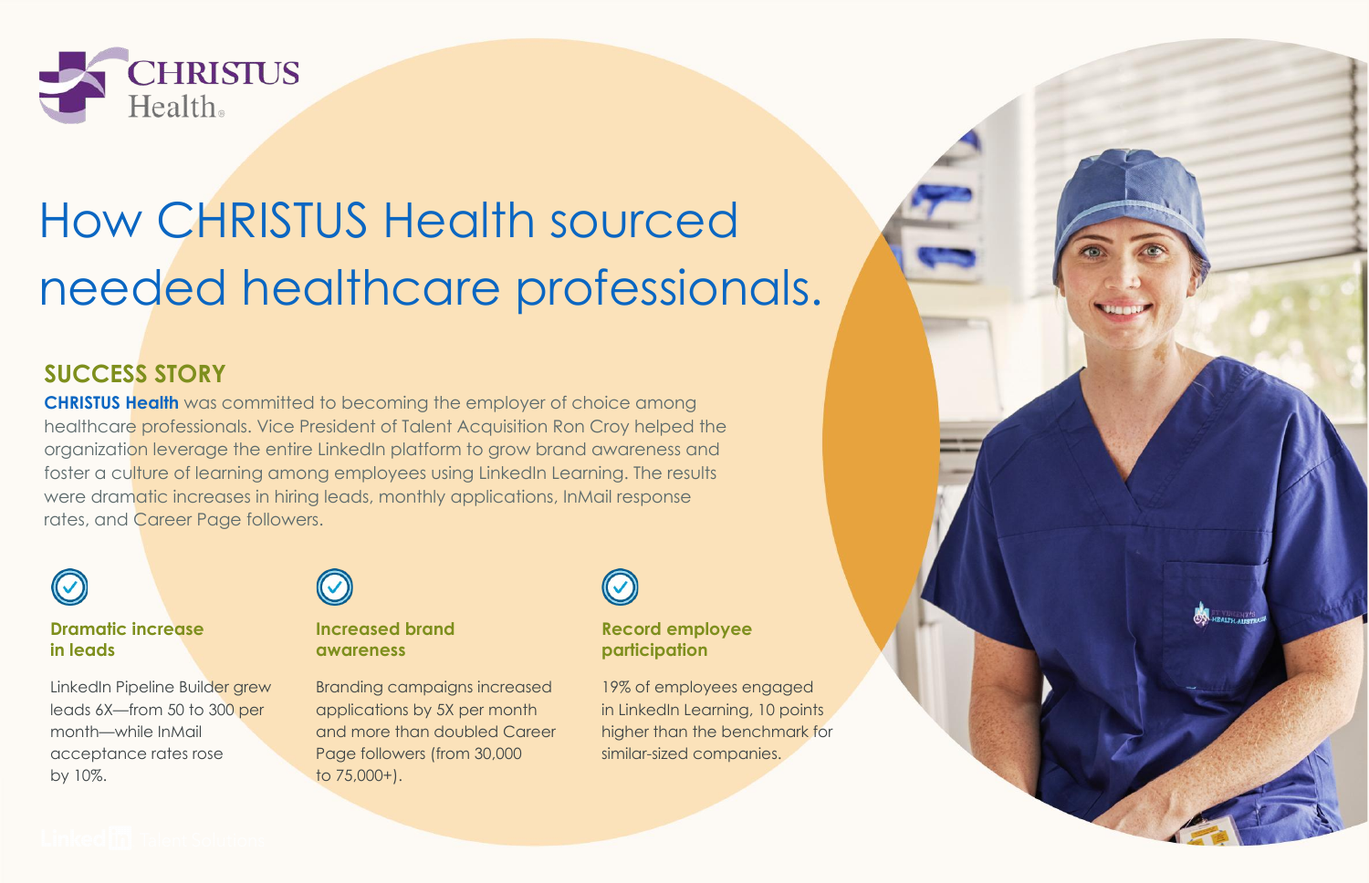CHRISTUS Health

# How CHRISTUS Health sourced needed healthcare professionals.

## SUCCESS STORY

**CHRISTUS Health** was committed to becoming the employer of choice among healthcare professionals. Vice President of Talent Acquisition Ron Croy helped the organization leverage the entire LinkedIn platform to grow brand awareness and foster a culture of learning among employees using LinkedIn Learning. The results were dramatic increases in hiring leads, monthly applications, InMail response rates, and Career Page followers.

### Dramatic increase in leads

LinkedIn Pipeline Builder grew leads 6X—from 50 to 300 per month—while InMail acceptance rates rose by 10%.

### Increased brand awareness

Branding campaigns increased applications by 5X per month and more than doubled Career Page followers (from 30,000 to 75,000+).

### Record employee participation

19% of employees engaged in LinkedIn Learning, 10 points higher than the benchmark for similar-sized companies.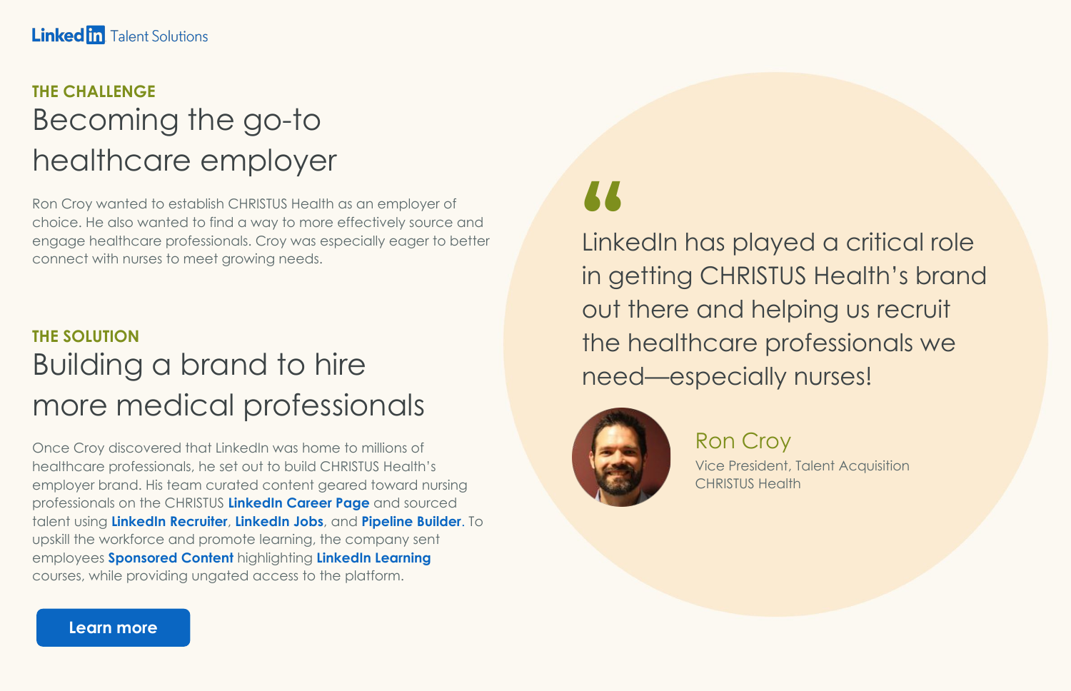LinkedIn Talent Solutions

THE CHALLENGE

## Becoming the go-to healthcare employer

Ron Croy wanted to establish CHRISTUS Health as an employer of choice. He also wanted to find a way to more effectively source and engage healthcare professionals. Croy was especially eager to better connect with nurses to meet growing needs.

THE SOLUTION

## Building a brand to hire more medical professionals

Once Croy discovered that LinkedIn was home to millions of healthcare professionals, he set out to build CHRISTUS Health's employer brand. His team curated content geared toward nursing professionals on the CHRISTUS **LinkedIn Career Page** and sourced talent using **LinkedIn Recruiter**, **LinkedIn Jobs**, and **Pipeline Builder**. To upskill the workforce and promote learning, the company sent employees **Sponsored Content** highlighting **LinkedIn Learning** courses, while providing ungated access to the platform.

Learn more

> LinkedIn has played a critical role in getting CHRISTUS Health's brand out there and helping us recruit the healthcare professionals we need—especially nurses!

Ron Croy
Vice President, Talent Acquisition
CHRISTUS Health